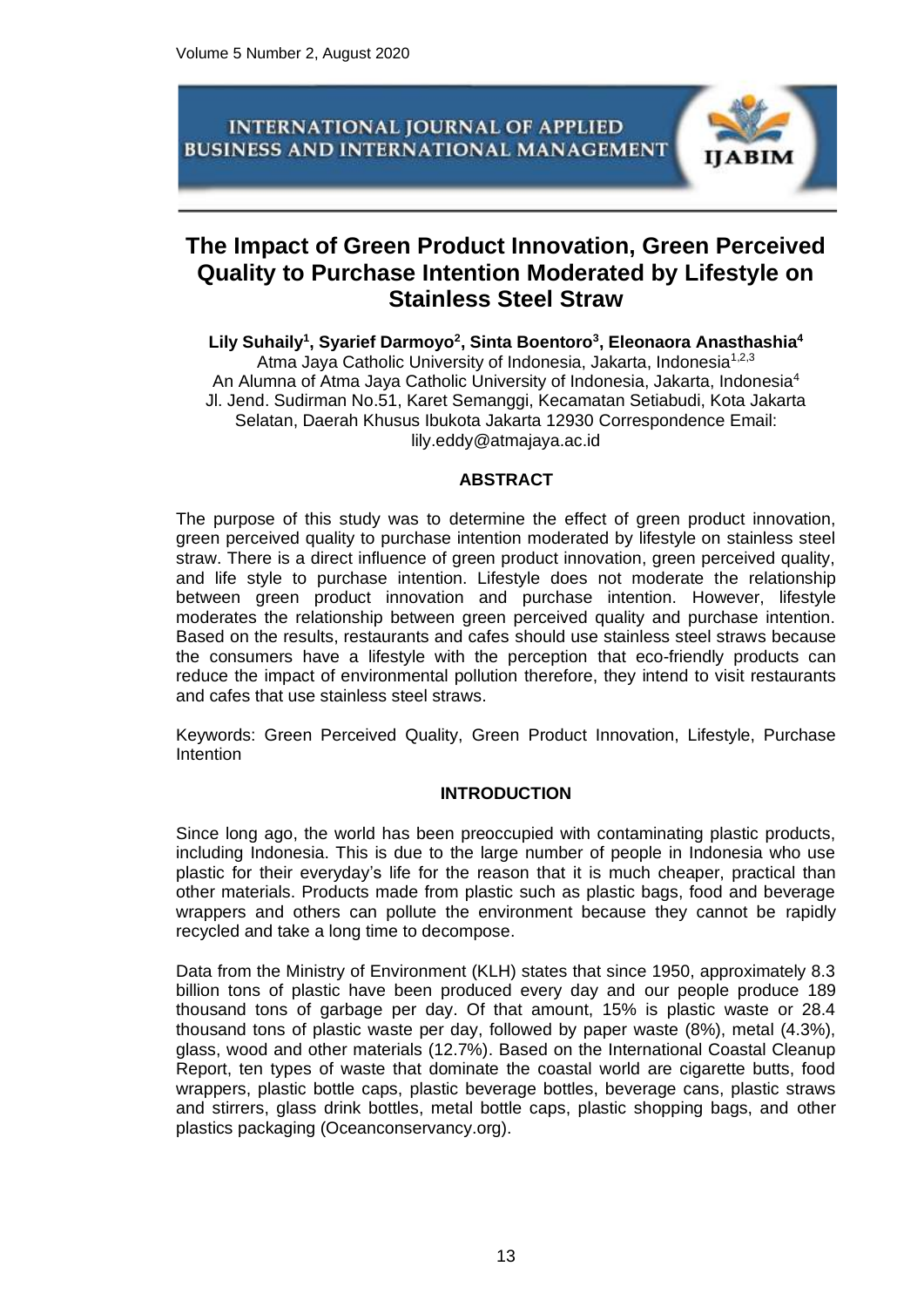# The Impact of Green Product Innovation, Green Perceived Quality to Purchase Intention Moderated by Lifestyle on Stainless Steel Straw

**Lily Suhaily[1], Syarief Darmoyo[2], Sinta Boentoro[3], Eleonaora Anasthashia[4]**

Atma Jaya Catholic University of Indonesia, Jakarta, Indonesia[1,2,3]
An Alumna of Atma Jaya Catholic University of Indonesia, Jakarta, Indonesia[4]
Jl. Jend. Sudirman No.51, Karet Semanggi, Kecamatan Setiabudi, Kota Jakarta Selatan, Daerah Khusus Ibukota Jakarta 12930 Correspondence Email: lily.eddy@atmajaya.ac.id

## ABSTRACT

The purpose of this study was to determine the effect of green product innovation, green perceived quality to purchase intention moderated by lifestyle on stainless steel straw. There is a direct influence of green product innovation, green perceived quality, and life style to purchase intention. Lifestyle does not moderate the relationship between green product innovation and purchase intention. However, lifestyle moderates the relationship between green perceived quality and purchase intention. Based on the results, restaurants and cafes should use stainless steel straws because the consumers have a lifestyle with the perception that eco-friendly products can reduce the impact of environmental pollution therefore, they intend to visit restaurants and cafes that use stainless steel straws.

Keywords: Green Perceived Quality, Green Product Innovation, Lifestyle, Purchase Intention

## INTRODUCTION

Since long ago, the world has been preoccupied with contaminating plastic products, including Indonesia. This is due to the large number of people in Indonesia who use plastic for their everyday's life for the reason that it is much cheaper, practical than other materials. Products made from plastic such as plastic bags, food and beverage wrappers and others can pollute the environment because they cannot be rapidly recycled and take a long time to decompose.

Data from the Ministry of Environment (KLH) states that since 1950, approximately 8.3 billion tons of plastic have been produced every day and our people produce 189 thousand tons of garbage per day. Of that amount, 15% is plastic waste or 28.4 thousand tons of plastic waste per day, followed by paper waste (8%), metal (4.3%), glass, wood and other materials (12.7%). Based on the International Coastal Cleanup Report, ten types of waste that dominate the coastal world are cigarette butts, food wrappers, plastic bottle caps, plastic beverage bottles, beverage cans, plastic straws and stirrers, glass drink bottles, metal bottle caps, plastic shopping bags, and other plastics packaging (Oceanconservancy.org).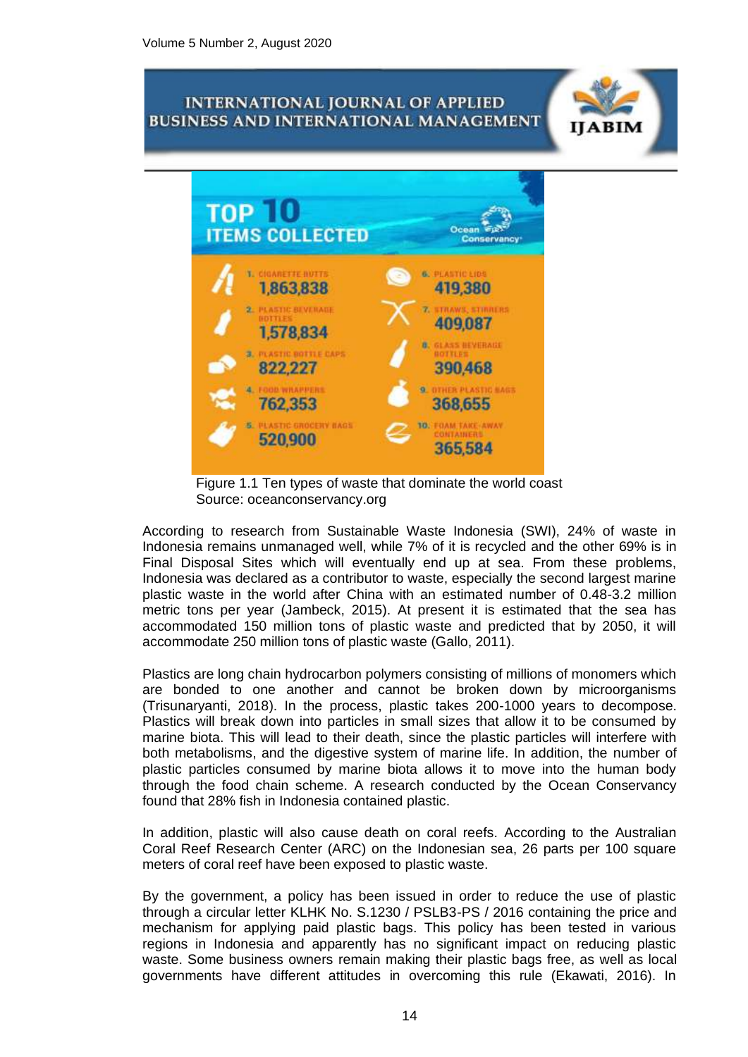**TOP 10 ITEMS COLLECTED** — Ocean Conservancy

| Rank | Item | Count |
| --- | --- | --- |
| 1. | CIGARETTE BUTTS | 1,863,838 |
| 2. | PLASTIC BEVERAGE BOTTLES | 1,578,834 |
| 3. | PLASTIC BOTTLE CAPS | 822,227 |
| 4. | FOOD WRAPPERS | 762,353 |
| 5. | PLASTIC GROCERY BAGS | 520,900 |
| 6. | PLASTIC LIDS | 419,380 |
| 7. | STRAWS, STIRRERS | 409,087 |
| 8. | GLASS BEVERAGE BOTTLES | 390,468 |
| 9. | OTHER PLASTIC BAGS | 368,655 |
| 10. | FOAM TAKE-AWAY CONTAINERS | 365,584 |

Figure 1.1 Ten types of waste that dominate the world coast
Source: oceanconservancy.org

According to research from Sustainable Waste Indonesia (SWI), 24% of waste in Indonesia remains unmanaged well, while 7% of it is recycled and the other 69% is in Final Disposal Sites which will eventually end up at sea. From these problems, Indonesia was declared as a contributor to waste, especially the second largest marine plastic waste in the world after China with an estimated number of 0.48-3.2 million metric tons per year (Jambeck, 2015). At present it is estimated that the sea has accommodated 150 million tons of plastic waste and predicted that by 2050, it will accommodate 250 million tons of plastic waste (Gallo, 2011).

Plastics are long chain hydrocarbon polymers consisting of millions of monomers which are bonded to one another and cannot be broken down by microorganisms (Trisunaryanti, 2018). In the process, plastic takes 200-1000 years to decompose. Plastics will break down into particles in small sizes that allow it to be consumed by marine biota. This will lead to their death, since the plastic particles will interfere with both metabolisms, and the digestive system of marine life. In addition, the number of plastic particles consumed by marine biota allows it to move into the human body through the food chain scheme. A research conducted by the Ocean Conservancy found that 28% fish in Indonesia contained plastic.

In addition, plastic will also cause death on coral reefs. According to the Australian Coral Reef Research Center (ARC) on the Indonesian sea, 26 parts per 100 square meters of coral reef have been exposed to plastic waste.

By the government, a policy has been issued in order to reduce the use of plastic through a circular letter KLHK No. S.1230 / PSLB3-PS / 2016 containing the price and mechanism for applying paid plastic bags. This policy has been tested in various regions in Indonesia and apparently has no significant impact on reducing plastic waste. Some business owners remain making their plastic bags free, as well as local governments have different attitudes in overcoming this rule (Ekawati, 2016). In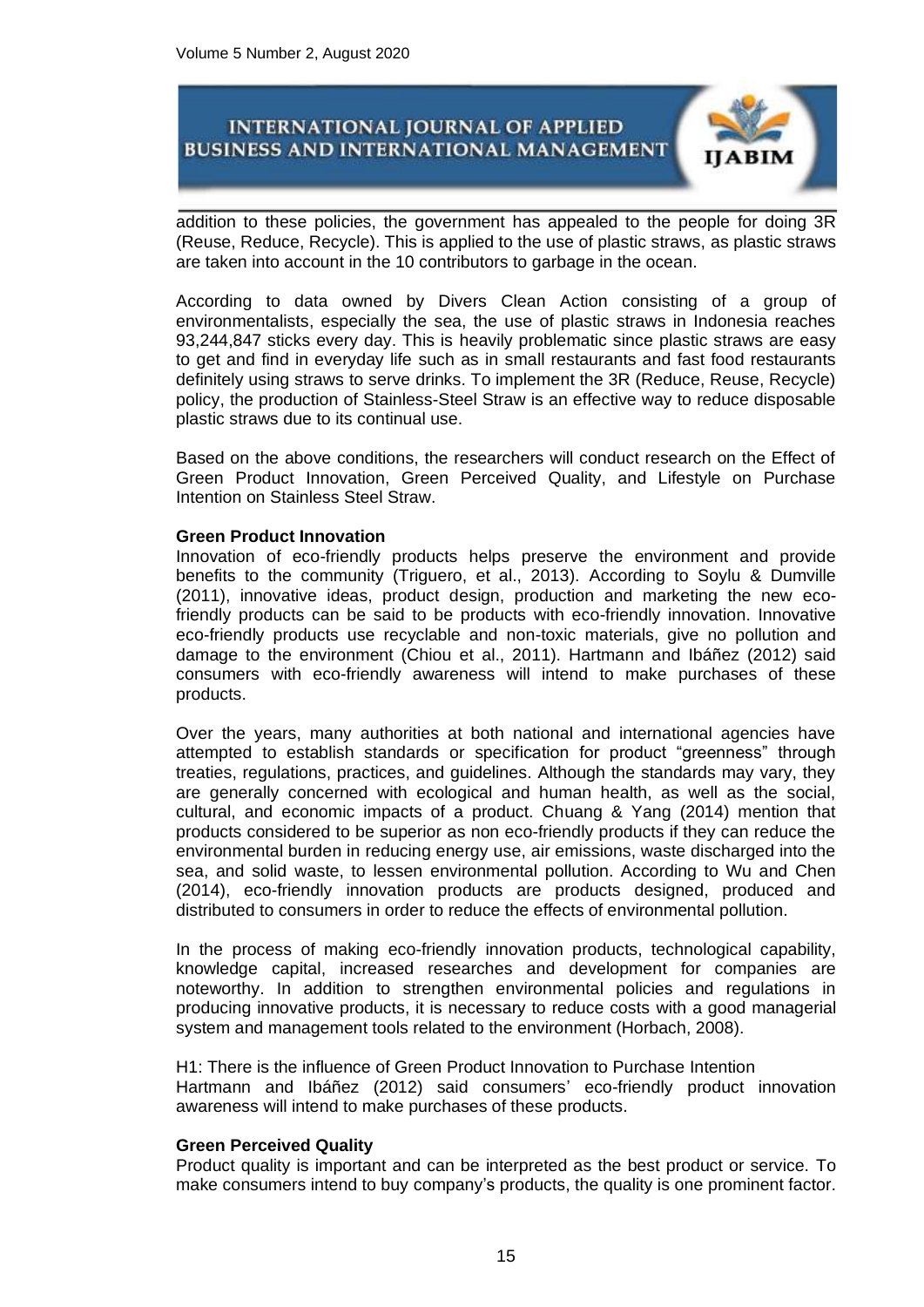addition to these policies, the government has appealed to the people for doing 3R (Reuse, Reduce, Recycle). This is applied to the use of plastic straws, as plastic straws are taken into account in the 10 contributors to garbage in the ocean.

According to data owned by Divers Clean Action consisting of a group of environmentalists, especially the sea, the use of plastic straws in Indonesia reaches 93,244,847 sticks every day. This is heavily problematic since plastic straws are easy to get and find in everyday life such as in small restaurants and fast food restaurants definitely using straws to serve drinks. To implement the 3R (Reduce, Reuse, Recycle) policy, the production of Stainless-Steel Straw is an effective way to reduce disposable plastic straws due to its continual use.

Based on the above conditions, the researchers will conduct research on the Effect of Green Product Innovation, Green Perceived Quality, and Lifestyle on Purchase Intention on Stainless Steel Straw.

**Green Product Innovation**

Innovation of eco-friendly products helps preserve the environment and provide benefits to the community (Triguero, et al., 2013). According to Soylu & Dumville (2011), innovative ideas, product design, production and marketing the new eco-friendly products can be said to be products with eco-friendly innovation. Innovative eco-friendly products use recyclable and non-toxic materials, give no pollution and damage to the environment (Chiou et al., 2011). Hartmann and Ibáñez (2012) said consumers with eco-friendly awareness will intend to make purchases of these products.

Over the years, many authorities at both national and international agencies have attempted to establish standards or specification for product "greenness" through treaties, regulations, practices, and guidelines. Although the standards may vary, they are generally concerned with ecological and human health, as well as the social, cultural, and economic impacts of a product. Chuang & Yang (2014) mention that products considered to be superior as non eco-friendly products if they can reduce the environmental burden in reducing energy use, air emissions, waste discharged into the sea, and solid waste, to lessen environmental pollution. According to Wu and Chen (2014), eco-friendly innovation products are products designed, produced and distributed to consumers in order to reduce the effects of environmental pollution.

In the process of making eco-friendly innovation products, technological capability, knowledge capital, increased researches and development for companies are noteworthy. In addition to strengthen environmental policies and regulations in producing innovative products, it is necessary to reduce costs with a good managerial system and management tools related to the environment (Horbach, 2008).

H1: There is the influence of Green Product Innovation to Purchase Intention
Hartmann and Ibáñez (2012) said consumers' eco-friendly product innovation awareness will intend to make purchases of these products.

**Green Perceived Quality**

Product quality is important and can be interpreted as the best product or service. To make consumers intend to buy company's products, the quality is one prominent factor.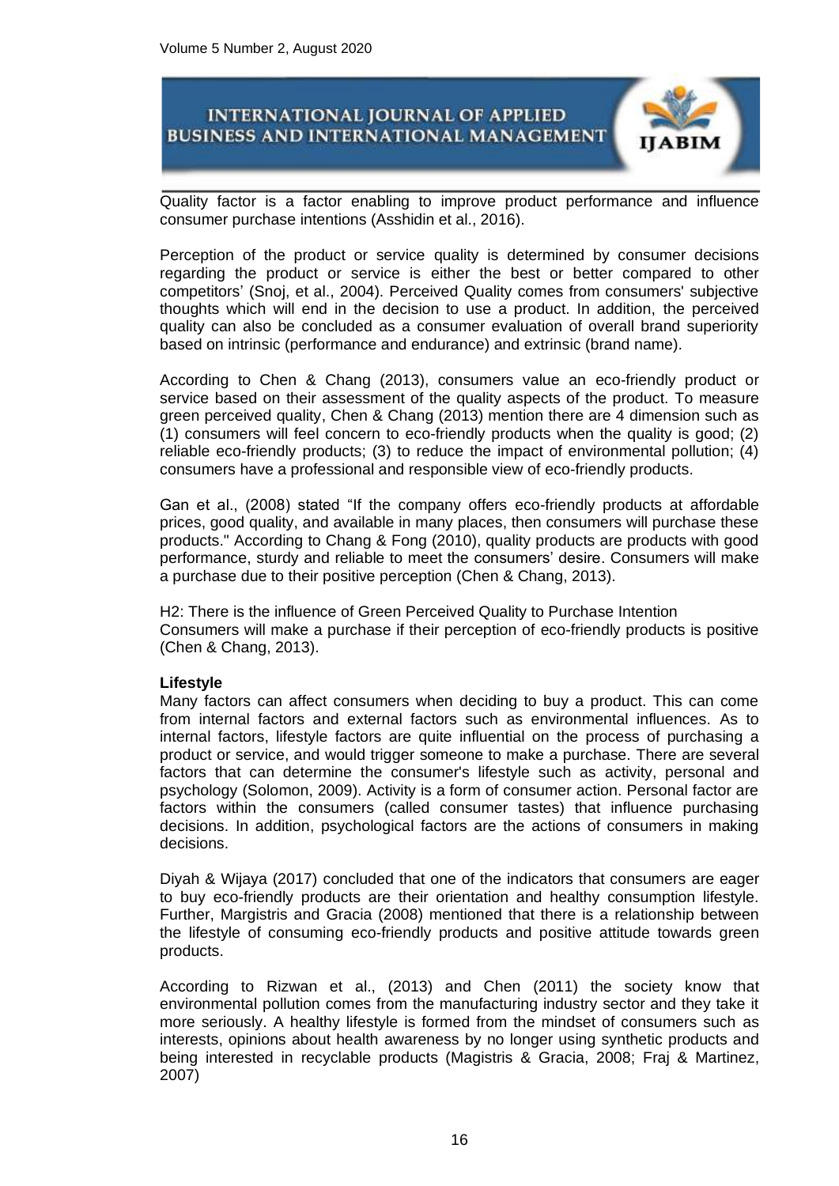Quality factor is a factor enabling to improve product performance and influence consumer purchase intentions (Asshidin et al., 2016).

Perception of the product or service quality is determined by consumer decisions regarding the product or service is either the best or better compared to other competitors' (Snoj, et al., 2004). Perceived Quality comes from consumers' subjective thoughts which will end in the decision to use a product. In addition, the perceived quality can also be concluded as a consumer evaluation of overall brand superiority based on intrinsic (performance and endurance) and extrinsic (brand name).

According to Chen & Chang (2013), consumers value an eco-friendly product or service based on their assessment of the quality aspects of the product. To measure green perceived quality, Chen & Chang (2013) mention there are 4 dimension such as (1) consumers will feel concern to eco-friendly products when the quality is good; (2) reliable eco-friendly products; (3) to reduce the impact of environmental pollution; (4) consumers have a professional and responsible view of eco-friendly products.

Gan et al., (2008) stated "If the company offers eco-friendly products at affordable prices, good quality, and available in many places, then consumers will purchase these products." According to Chang & Fong (2010), quality products are products with good performance, sturdy and reliable to meet the consumers' desire. Consumers will make a purchase due to their positive perception (Chen & Chang, 2013).

H2: There is the influence of Green Perceived Quality to Purchase Intention
Consumers will make a purchase if their perception of eco-friendly products is positive (Chen & Chang, 2013).

**Lifestyle**

Many factors can affect consumers when deciding to buy a product. This can come from internal factors and external factors such as environmental influences. As to internal factors, lifestyle factors are quite influential on the process of purchasing a product or service, and would trigger someone to make a purchase. There are several factors that can determine the consumer's lifestyle such as activity, personal and psychology (Solomon, 2009). Activity is a form of consumer action. Personal factor are factors within the consumers (called consumer tastes) that influence purchasing decisions. In addition, psychological factors are the actions of consumers in making decisions.

Diyah & Wijaya (2017) concluded that one of the indicators that consumers are eager to buy eco-friendly products are their orientation and healthy consumption lifestyle. Further, Margistris and Gracia (2008) mentioned that there is a relationship between the lifestyle of consuming eco-friendly products and positive attitude towards green products.

According to Rizwan et al., (2013) and Chen (2011) the society know that environmental pollution comes from the manufacturing industry sector and they take it more seriously. A healthy lifestyle is formed from the mindset of consumers such as interests, opinions about health awareness by no longer using synthetic products and being interested in recyclable products (Magistris & Gracia, 2008; Fraj & Martinez, 2007)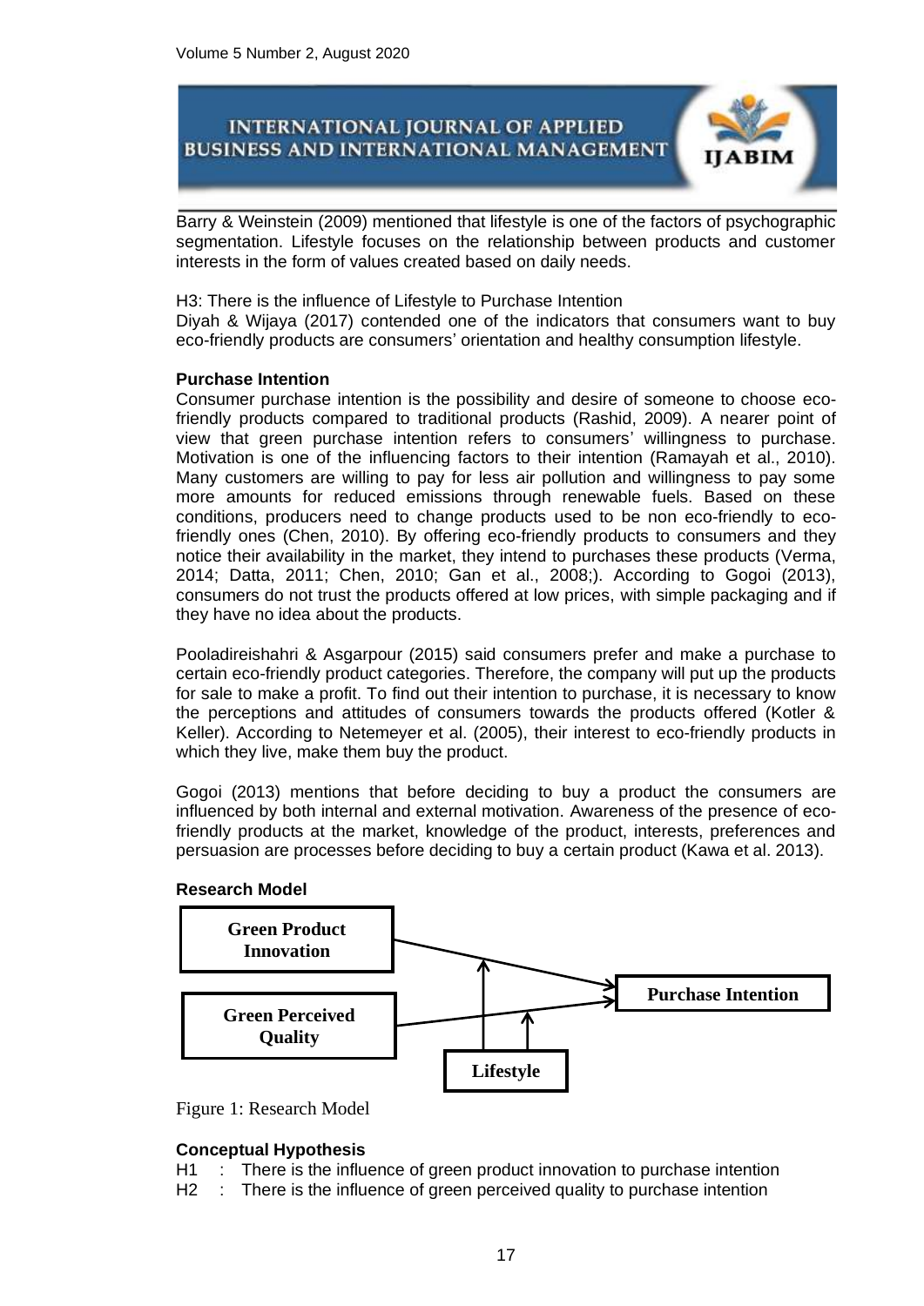Barry & Weinstein (2009) mentioned that lifestyle is one of the factors of psychographic segmentation. Lifestyle focuses on the relationship between products and customer interests in the form of values created based on daily needs.

H3: There is the influence of Lifestyle to Purchase Intention
Diyah & Wijaya (2017) contended one of the indicators that consumers want to buy eco-friendly products are consumers' orientation and healthy consumption lifestyle.

**Purchase Intention**

Consumer purchase intention is the possibility and desire of someone to choose eco-friendly products compared to traditional products (Rashid, 2009). A nearer point of view that green purchase intention refers to consumers' willingness to purchase. Motivation is one of the influencing factors to their intention (Ramayah et al., 2010). Many customers are willing to pay for less air pollution and willingness to pay some more amounts for reduced emissions through renewable fuels. Based on these conditions, producers need to change products used to be non eco-friendly to eco-friendly ones (Chen, 2010). By offering eco-friendly products to consumers and they notice their availability in the market, they intend to purchases these products (Verma, 2014; Datta, 2011; Chen, 2010; Gan et al., 2008;). According to Gogoi (2013), consumers do not trust the products offered at low prices, with simple packaging and if they have no idea about the products.

Pooladireishahri & Asgarpour (2015) said consumers prefer and make a purchase to certain eco-friendly product categories. Therefore, the company will put up the products for sale to make a profit. To find out their intention to purchase, it is necessary to know the perceptions and attitudes of consumers towards the products offered (Kotler & Keller). According to Netemeyer et al. (2005), their interest to eco-friendly products in which they live, make them buy the product.

Gogoi (2013) mentions that before deciding to buy a product the consumers are influenced by both internal and external motivation. Awareness of the presence of eco-friendly products at the market, knowledge of the product, interests, preferences and persuasion are processes before deciding to buy a certain product (Kawa et al. 2013).

**Research Model**

Green Product Innovation → Purchase Intention

Green Perceived Quality → Purchase Intention

Lifestyle → (moderates) Green Product Innovation → Purchase Intention

Lifestyle → (moderates) Green Perceived Quality → Purchase Intention

Figure 1: Research Model

**Conceptual Hypothesis**

H1 : There is the influence of green product innovation to purchase intention
H2 : There is the influence of green perceived quality to purchase intention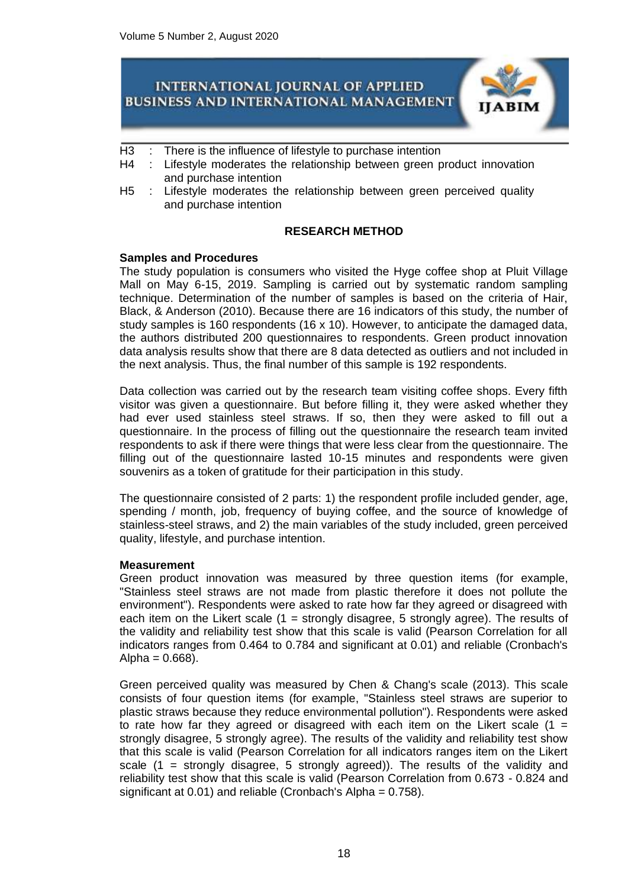H3 : There is the influence of lifestyle to purchase intention

H4 : Lifestyle moderates the relationship between green product innovation and purchase intention

H5 : Lifestyle moderates the relationship between green perceived quality and purchase intention

## RESEARCH METHOD

### Samples and Procedures

The study population is consumers who visited the Hyge coffee shop at Pluit Village Mall on May 6-15, 2019. Sampling is carried out by systematic random sampling technique. Determination of the number of samples is based on the criteria of Hair, Black, & Anderson (2010). Because there are 16 indicators of this study, the number of study samples is 160 respondents (16 x 10). However, to anticipate the damaged data, the authors distributed 200 questionnaires to respondents. Green product innovation data analysis results show that there are 8 data detected as outliers and not included in the next analysis. Thus, the final number of this sample is 192 respondents.

Data collection was carried out by the research team visiting coffee shops. Every fifth visitor was given a questionnaire. But before filling it, they were asked whether they had ever used stainless steel straws. If so, then they were asked to fill out a questionnaire. In the process of filling out the questionnaire the research team invited respondents to ask if there were things that were less clear from the questionnaire. The filling out of the questionnaire lasted 10-15 minutes and respondents were given souvenirs as a token of gratitude for their participation in this study.

The questionnaire consisted of 2 parts: 1) the respondent profile included gender, age, spending / month, job, frequency of buying coffee, and the source of knowledge of stainless-steel straws, and 2) the main variables of the study included, green perceived quality, lifestyle, and purchase intention.

### Measurement

Green product innovation was measured by three question items (for example, "Stainless steel straws are not made from plastic therefore it does not pollute the environment"). Respondents were asked to rate how far they agreed or disagreed with each item on the Likert scale (1 = strongly disagree, 5 strongly agree). The results of the validity and reliability test show that this scale is valid (Pearson Correlation for all indicators ranges from 0.464 to 0.784 and significant at 0.01) and reliable (Cronbach's Alpha = 0.668).

Green perceived quality was measured by Chen & Chang's scale (2013). This scale consists of four question items (for example, "Stainless steel straws are superior to plastic straws because they reduce environmental pollution"). Respondents were asked to rate how far they agreed or disagreed with each item on the Likert scale (1 = strongly disagree, 5 strongly agree). The results of the validity and reliability test show that this scale is valid (Pearson Correlation for all indicators ranges item on the Likert scale (1 = strongly disagree, 5 strongly agreed)). The results of the validity and reliability test show that this scale is valid (Pearson Correlation from 0.673 - 0.824 and significant at 0.01) and reliable (Cronbach's Alpha = 0.758).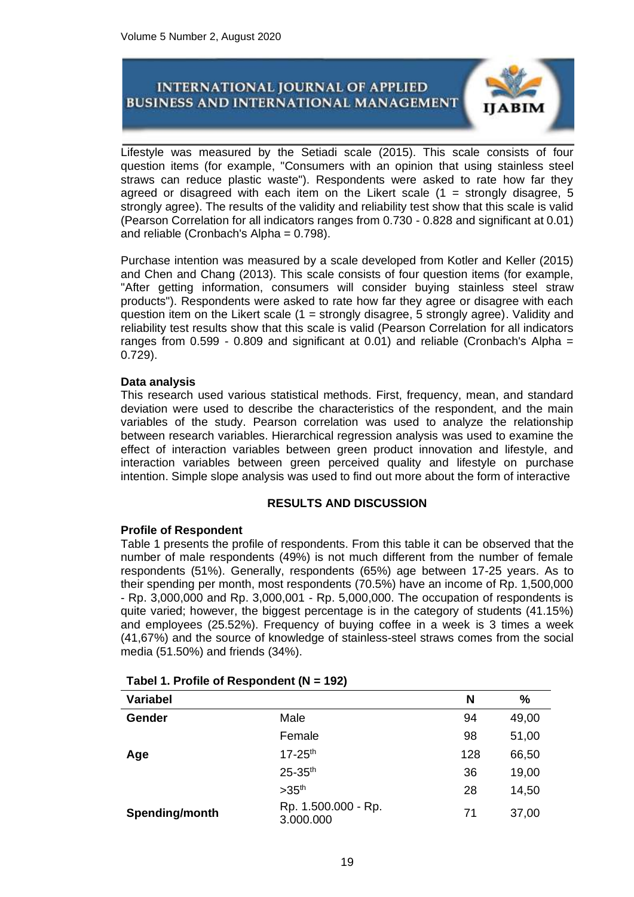Lifestyle was measured by the Setiadi scale (2015). This scale consists of four question items (for example, "Consumers with an opinion that using stainless steel straws can reduce plastic waste"). Respondents were asked to rate how far they agreed or disagreed with each item on the Likert scale (1 = strongly disagree, 5 strongly agree). The results of the validity and reliability test show that this scale is valid (Pearson Correlation for all indicators ranges from 0.730 - 0.828 and significant at 0.01) and reliable (Cronbach's Alpha = 0.798).

Purchase intention was measured by a scale developed from Kotler and Keller (2015) and Chen and Chang (2013). This scale consists of four question items (for example, "After getting information, consumers will consider buying stainless steel straw products"). Respondents were asked to rate how far they agree or disagree with each question item on the Likert scale (1 = strongly disagree, 5 strongly agree). Validity and reliability test results show that this scale is valid (Pearson Correlation for all indicators ranges from 0.599 - 0.809 and significant at 0.01) and reliable (Cronbach's Alpha = 0.729).

**Data analysis**

This research used various statistical methods. First, frequency, mean, and standard deviation were used to describe the characteristics of the respondent, and the main variables of the study. Pearson correlation was used to analyze the relationship between research variables. Hierarchical regression analysis was used to examine the effect of interaction variables between green product innovation and lifestyle, and interaction variables between green perceived quality and lifestyle on purchase intention. Simple slope analysis was used to find out more about the form of interactive

## RESULTS AND DISCUSSION

**Profile of Respondent**

Table 1 presents the profile of respondents. From this table it can be observed that the number of male respondents (49%) is not much different from the number of female respondents (51%). Generally, respondents (65%) age between 17-25 years. As to their spending per month, most respondents (70.5%) have an income of Rp. 1,500,000 - Rp. 3,000,000 and Rp. 3,000,001 - Rp. 5,000,000. The occupation of respondents is quite varied; however, the biggest percentage is in the category of students (41.15%) and employees (25.52%). Frequency of buying coffee in a week is 3 times a week (41,67%) and the source of knowledge of stainless-steel straws comes from the social media (51.50%) and friends (34%).

**Tabel 1. Profile of Respondent (N = 192)**

| Variabel | | N | % |
|---|---|---|---|
| **Gender** | Male | 94 | 49,00 |
| | Female | 98 | 51,00 |
| **Age** | 17-25th | 128 | 66,50 |
| | 25-35th | 36 | 19,00 |
| | >35th | 28 | 14,50 |
| **Spending/month** | Rp. 1.500.000 - Rp. 3.000.000 | 71 | 37,00 |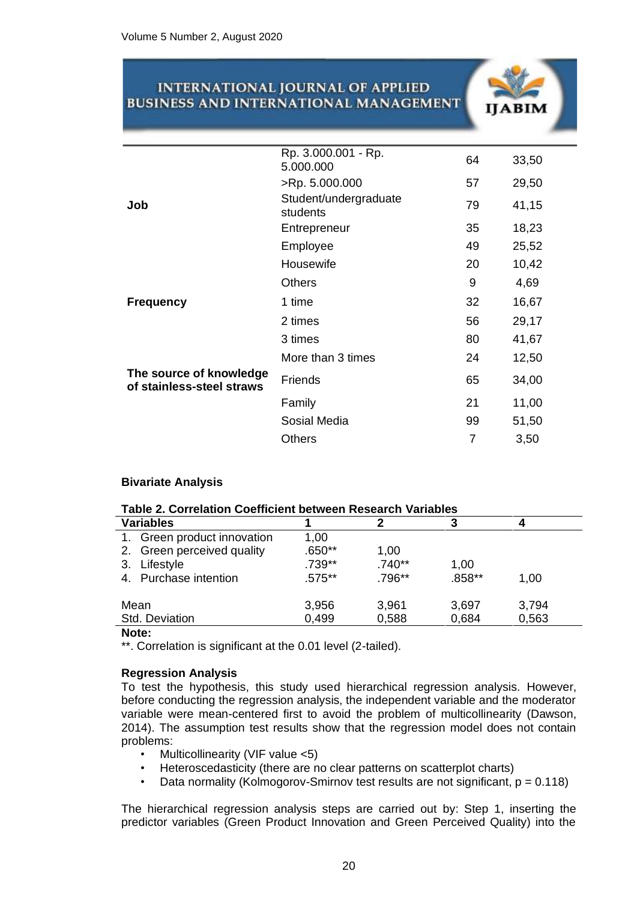| | | | |
|---|---|---|---|
| | Rp. 3.000.001 - Rp. 5.000.000 | 64 | 33,50 |
| | >Rp. 5.000.000 | 57 | 29,50 |
| **Job** | Student/undergraduate students | 79 | 41,15 |
| | Entrepreneur | 35 | 18,23 |
| | Employee | 49 | 25,52 |
| | Housewife | 20 | 10,42 |
| | Others | 9 | 4,69 |
| **Frequency** | 1 time | 32 | 16,67 |
| | 2 times | 56 | 29,17 |
| | 3 times | 80 | 41,67 |
| | More than 3 times | 24 | 12,50 |
| **The source of knowledge of stainless-steel straws** | Friends | 65 | 34,00 |
| | Family | 21 | 11,00 |
| | Sosial Media | 99 | 51,50 |
| | Others | 7 | 3,50 |

**Bivariate Analysis**

**Table 2. Correlation Coefficient between Research Variables**

| Variables | 1 | 2 | 3 | 4 |
|---|---|---|---|---|
| 1. Green product innovation | 1,00 | | | |
| 2. Green perceived quality | .650** | 1,00 | | |
| 3. Lifestyle | .739** | .740** | 1,00 | |
| 4. Purchase intention | .575** | .796** | .858** | 1,00 |
| Mean | 3,956 | 3,961 | 3,697 | 3,794 |
| Std. Deviation | 0,499 | 0,588 | 0,684 | 0,563 |

**Note:**
**. Correlation is significant at the 0.01 level (2-tailed).

**Regression Analysis**

To test the hypothesis, this study used hierarchical regression analysis. However, before conducting the regression analysis, the independent variable and the moderator variable were mean-centered first to avoid the problem of multicollinearity (Dawson, 2014). The assumption test results show that the regression model does not contain problems:

- Multicollinearity (VIF value <5)
- Heteroscedasticity (there are no clear patterns on scatterplot charts)
- Data normality (Kolmogorov-Smirnov test results are not significant, $p = 0.118$)

The hierarchical regression analysis steps are carried out by: Step 1, inserting the predictor variables (Green Product Innovation and Green Perceived Quality) into the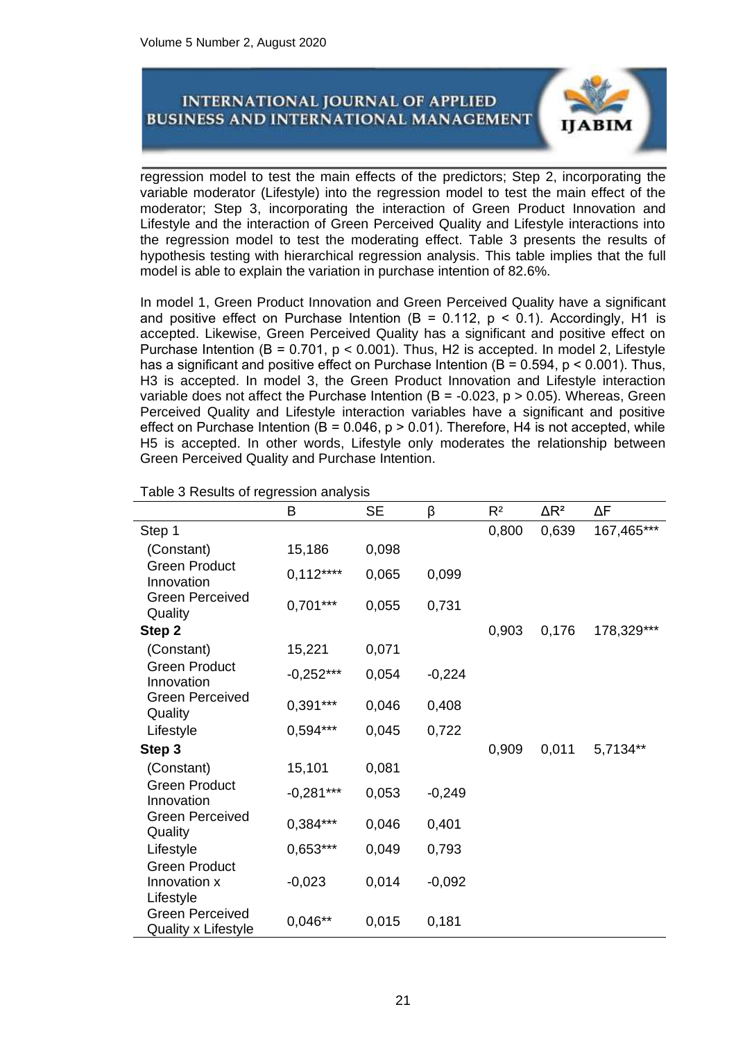regression model to test the main effects of the predictors; Step 2, incorporating the variable moderator (Lifestyle) into the regression model to test the main effect of the moderator; Step 3, incorporating the interaction of Green Product Innovation and Lifestyle and the interaction of Green Perceived Quality and Lifestyle interactions into the regression model to test the moderating effect. Table 3 presents the results of hypothesis testing with hierarchical regression analysis. This table implies that the full model is able to explain the variation in purchase intention of 82.6%.

In model 1, Green Product Innovation and Green Perceived Quality have a significant and positive effect on Purchase Intention ($B = 0.112$, $p < 0.1$). Accordingly, H1 is accepted. Likewise, Green Perceived Quality has a significant and positive effect on Purchase Intention ($B = 0.701$, $p < 0.001$). Thus, H2 is accepted. In model 2, Lifestyle has a significant and positive effect on Purchase Intention ($B = 0.594$, $p < 0.001$). Thus, H3 is accepted. In model 3, the Green Product Innovation and Lifestyle interaction variable does not affect the Purchase Intention ($B = -0.023$, $p > 0.05$). Whereas, Green Perceived Quality and Lifestyle interaction variables have a significant and positive effect on Purchase Intention ($B = 0.046$, $p > 0.01$). Therefore, H4 is not accepted, while H5 is accepted. In other words, Lifestyle only moderates the relationship between Green Perceived Quality and Purchase Intention.

Table 3 Results of regression analysis

| | B | SE | β | $R^2$ | $\Delta R^2$ | ΔF |
|---|---|---|---|---|---|---|
| Step 1 | | | | 0,800 | 0,639 | 167,465*** |
| (Constant) | 15,186 | 0,098 | | | | |
| Green Product Innovation | 0,112**** | 0,065 | 0,099 | | | |
| Green Perceived Quality | 0,701*** | 0,055 | 0,731 | | | |
| **Step 2** | | | | 0,903 | 0,176 | 178,329*** |
| (Constant) | 15,221 | 0,071 | | | | |
| Green Product Innovation | -0,252*** | 0,054 | -0,224 | | | |
| Green Perceived Quality | 0,391*** | 0,046 | 0,408 | | | |
| Lifestyle | 0,594*** | 0,045 | 0,722 | | | |
| **Step 3** | | | | 0,909 | 0,011 | 5,7134** |
| (Constant) | 15,101 | 0,081 | | | | |
| Green Product Innovation | -0,281*** | 0,053 | -0,249 | | | |
| Green Perceived Quality | 0,384*** | 0,046 | 0,401 | | | |
| Lifestyle | 0,653*** | 0,049 | 0,793 | | | |
| Green Product Innovation x Lifestyle | -0,023 | 0,014 | -0,092 | | | |
| Green Perceived Quality x Lifestyle | 0,046** | 0,015 | 0,181 | | | |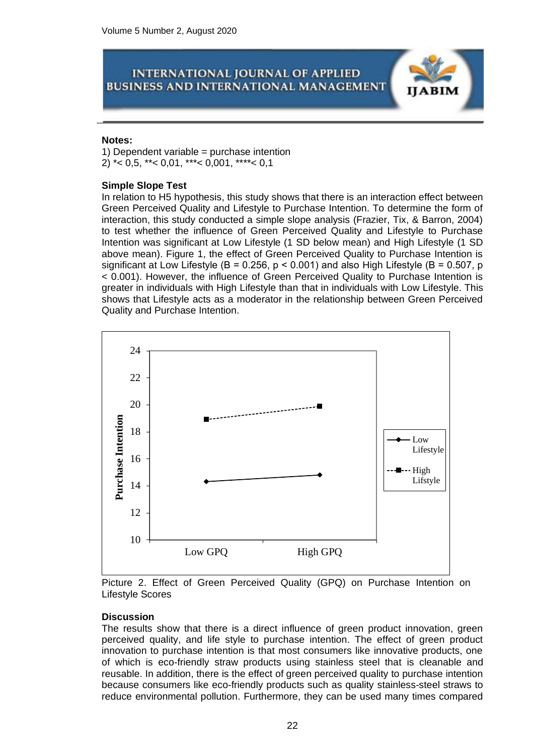**Notes:**

1) Dependent variable = purchase intention
2) *< 0,5, **< 0,01, ***< 0,001, ****< 0,1

**Simple Slope Test**

In relation to H5 hypothesis, this study shows that there is an interaction effect between Green Perceived Quality and Lifestyle to Purchase Intention. To determine the form of interaction, this study conducted a simple slope analysis (Frazier, Tix, & Barron, 2004) to test whether the influence of Green Perceived Quality and Lifestyle to Purchase Intention was significant at Low Lifestyle (1 SD below mean) and High Lifestyle (1 SD above mean). Figure 1, the effect of Green Perceived Quality to Purchase Intention is significant at Low Lifestyle ($B = 0.256$, $p < 0.001$) and also High Lifestyle ($B = 0.507$, $p < 0.001$). However, the influence of Green Perceived Quality to Purchase Intention is greater in individuals with High Lifestyle than that in individuals with Low Lifestyle. This shows that Lifestyle acts as a moderator in the relationship between Green Perceived Quality and Purchase Intention.

Picture 2. Effect of Green Perceived Quality (GPQ) on Purchase Intention on Lifestyle Scores

**Discussion**

The results show that there is a direct influence of green product innovation, green perceived quality, and life style to purchase intention. The effect of green product innovation to purchase intention is that most consumers like innovative products, one of which is eco-friendly straw products using stainless steel that is cleanable and reusable. In addition, there is the effect of green perceived quality to purchase intention because consumers like eco-friendly products such as quality stainless-steel straws to reduce environmental pollution. Furthermore, they can be used many times compared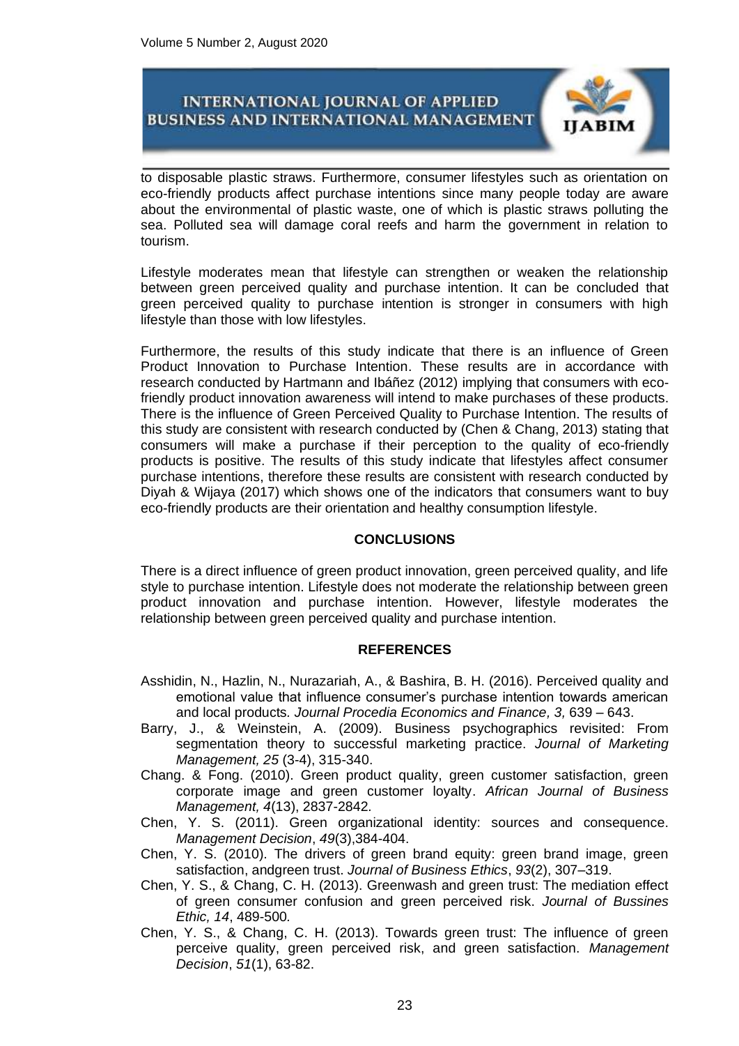to disposable plastic straws. Furthermore, consumer lifestyles such as orientation on eco-friendly products affect purchase intentions since many people today are aware about the environmental of plastic waste, one of which is plastic straws polluting the sea. Polluted sea will damage coral reefs and harm the government in relation to tourism.

Lifestyle moderates mean that lifestyle can strengthen or weaken the relationship between green perceived quality and purchase intention. It can be concluded that green perceived quality to purchase intention is stronger in consumers with high lifestyle than those with low lifestyles.

Furthermore, the results of this study indicate that there is an influence of Green Product Innovation to Purchase Intention. These results are in accordance with research conducted by Hartmann and Ibáñez (2012) implying that consumers with eco-friendly product innovation awareness will intend to make purchases of these products. There is the influence of Green Perceived Quality to Purchase Intention. The results of this study are consistent with research conducted by (Chen & Chang, 2013) stating that consumers will make a purchase if their perception to the quality of eco-friendly products is positive. The results of this study indicate that lifestyles affect consumer purchase intentions, therefore these results are consistent with research conducted by Diyah & Wijaya (2017) which shows one of the indicators that consumers want to buy eco-friendly products are their orientation and healthy consumption lifestyle.

## CONCLUSIONS

There is a direct influence of green product innovation, green perceived quality, and life style to purchase intention. Lifestyle does not moderate the relationship between green product innovation and purchase intention. However, lifestyle moderates the relationship between green perceived quality and purchase intention.

## REFERENCES

Asshidin, N., Hazlin, N., Nurazariah, A., & Bashira, B. H. (2016). Perceived quality and emotional value that influence consumer's purchase intention towards american and local products. *Journal Procedia Economics and Finance, 3,* 639 – 643.

Barry, J., & Weinstein, A. (2009). Business psychographics revisited: From segmentation theory to successful marketing practice. *Journal of Marketing Management, 25* (3-4), 315-340.

Chang. & Fong. (2010). Green product quality, green customer satisfaction, green corporate image and green customer loyalty. *African Journal of Business Management, 4*(13), 2837-2842.

Chen, Y. S. (2011). Green organizational identity: sources and consequence. *Management Decision*, *49*(3),384-404.

Chen, Y. S. (2010). The drivers of green brand equity: green brand image, green satisfaction, andgreen trust. *Journal of Business Ethics*, *93*(2), 307–319.

Chen, Y. S., & Chang, C. H. (2013). Greenwash and green trust: The mediation effect of green consumer confusion and green perceived risk. *Journal of Bussines Ethic, 14*, 489-500.

Chen, Y. S., & Chang, C. H. (2013). Towards green trust: The influence of green perceive quality, green perceived risk, and green satisfaction. *Management Decision*, *51*(1), 63-82.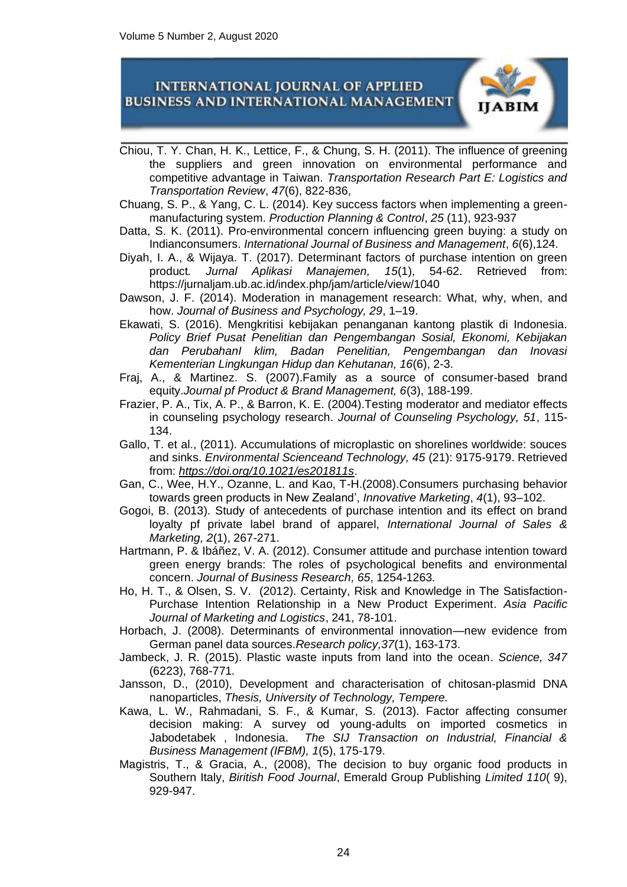Chiou, T. Y. Chan, H. K., Lettice, F., & Chung, S. H. (2011). The influence of greening the suppliers and green innovation on environmental performance and competitive advantage in Taiwan. *Transportation Research Part E: Logistics and Transportation Review*, *47*(6), 822-836,

Chuang, S. P., & Yang, C. L. (2014). Key success factors when implementing a green-manufacturing system. *Production Planning & Control*, *25* (11), 923-937

Datta, S. K. (2011). Pro-environmental concern influencing green buying: a study on Indianconsumers. *International Journal of Business and Management*, *6*(6),124.

Diyah, I. A., & Wijaya. T. (2017). Determinant factors of purchase intention on green product*. Jurnal Aplikasi Manajemen, 15*(1), 54-62. Retrieved from: https://jurnaljam.ub.ac.id/index.php/jam/article/view/1040

Dawson, J. F. (2014). Moderation in management research: What, why, when, and how. *Journal of Business and Psychology, 29*, 1–19.

Ekawati, S. (2016). Mengkritisi kebijakan penanganan kantong plastik di Indonesia. *Policy Brief Pusat Penelitian dan Pengembangan Sosial, Ekonomi, Kebijakan dan PerubahanI klim, Badan Penelitian, Pengembangan dan Inovasi Kementerian Lingkungan Hidup dan Kehutanan, 16*(6), 2-3.

Fraj, A., & Martinez. S. (2007).Family as a source of consumer-based brand equity.*Journal pf Product & Brand Management, 6*(3), 188-199.

Frazier, P. A., Tix, A. P., & Barron, K. E. (2004).Testing moderator and mediator effects in counseling psychology research. *Journal of Counseling Psychology, 51*, 115-134.

Gallo, T. et al., (2011). Accumulations of microplastic on shorelines worldwide: souces and sinks. *Environmental Scienceand Technology, 45* (21): 9175-9179. Retrieved from: *https://doi.org/10.1021/es201811s*.

Gan, C., Wee, H.Y., Ozanne, L. and Kao, T-H.(2008).Consumers purchasing behavior towards green products in New Zealand', *Innovative Marketing*, *4*(1), 93–102.

Gogoi, B. (2013). Study of antecedents of purchase intention and its effect on brand loyalty pf private label brand of apparel, *International Journal of Sales & Marketing, 2*(1), 267-271.

Hartmann, P. & Ibáñez, V. A. (2012). Consumer attitude and purchase intention toward green energy brands: The roles of psychological benefits and environmental concern. *Journal of Business Research, 65*, 1254-1263*.*

Ho, H. T., & Olsen, S. V. (2012). Certainty, Risk and Knowledge in The Satisfaction-Purchase Intention Relationship in a New Product Experiment. *Asia Pacific Journal of Marketing and Logistics*, 241, 78-101.

Horbach, J. (2008). Determinants of environmental innovation—new evidence from German panel data sources.*Research policy,37*(1), 163-173.

Jambeck, J. R. (2015). Plastic waste inputs from land into the ocean. *Science, 347* (6223), 768-771*.*

Jansson, D., (2010), Development and characterisation of chitosan-plasmid DNA nanoparticles, *Thesis, University of Technology, Tempere.*

Kawa, L. W., Rahmadani, S. F., & Kumar, S. (2013). Factor affecting consumer decision making: A survey od young-adults on imported cosmetics in Jabodetabek , Indonesia. *The SIJ Transaction on Industrial, Financial & Business Management (IFBM), 1*(5), 175-179.

Magistris, T., & Gracia, A., (2008), The decision to buy organic food products in Southern Italy, *Biritish Food Journal*, Emerald Group Publishing *Limited 110*( 9), 929-947.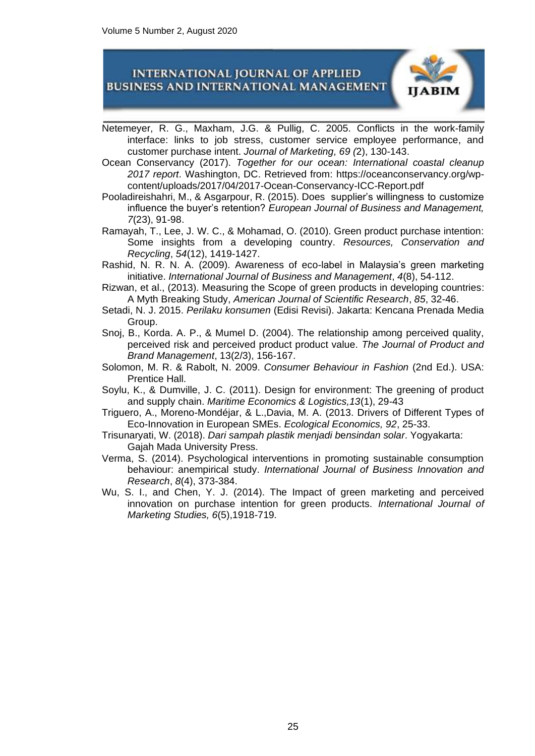Netemeyer, R. G., Maxham, J.G. & Pullig, C. 2005. Conflicts in the work-family interface: links to job stress, customer service employee performance, and customer purchase intent. *Journal of Marketing, 69 (*2), 130-143.

Ocean Conservancy (2017). *Together for our ocean: International coastal cleanup 2017 report*. Washington, DC. Retrieved from: https://oceanconservancy.org/wp-content/uploads/2017/04/2017-Ocean-Conservancy-ICC-Report.pdf

Pooladireishahri, M., & Asgarpour, R. (2015). Does supplier's willingness to customize influence the buyer's retention? *European Journal of Business and Management, 7*(23), 91-98.

Ramayah, T., Lee, J. W. C., & Mohamad, O. (2010). Green product purchase intention: Some insights from a developing country. *Resources, Conservation and Recycling*, *54*(12), 1419-1427.

Rashid, N. R. N. A. (2009). Awareness of eco-label in Malaysia's green marketing initiative. *International Journal of Business and Management*, *4*(8), 54-112.

Rizwan, et al., (2013). Measuring the Scope of green products in developing countries: A Myth Breaking Study, *American Journal of Scientific Research*, *85*, 32-46.

Setadi, N. J. 2015. *Perilaku konsumen* (Edisi Revisi). Jakarta: Kencana Prenada Media Group.

Snoj, B., Korda. A. P., & Mumel D. (2004). The relationship among perceived quality, perceived risk and perceived product product value. *The Journal of Product and Brand Management*, 13(2/3), 156-167.

Solomon, M. R. & Rabolt, N. 2009. *Consumer Behaviour in Fashion* (2nd Ed.). USA: Prentice Hall.

Soylu, K., & Dumville, J. C. (2011). Design for environment: The greening of product and supply chain. *Maritime Economics & Logistics,13*(1), 29-43

Triguero, A., Moreno-Mondéjar, & L.,Davia, M. A. (2013. Drivers of Different Types of Eco-Innovation in European SMEs. *Ecological Economics, 92*, 25-33.

Trisunaryati, W. (2018). *Dari sampah plastik menjadi bensindan solar*. Yogyakarta: Gajah Mada University Press.

Verma, S. (2014). Psychological interventions in promoting sustainable consumption behaviour: anempirical study. *International Journal of Business Innovation and Research*, *8*(4), 373-384.

Wu, S. I., and Chen, Y. J. (2014). The Impact of green marketing and perceived innovation on purchase intention for green products. *International Journal of Marketing Studies, 6*(5),1918-719.